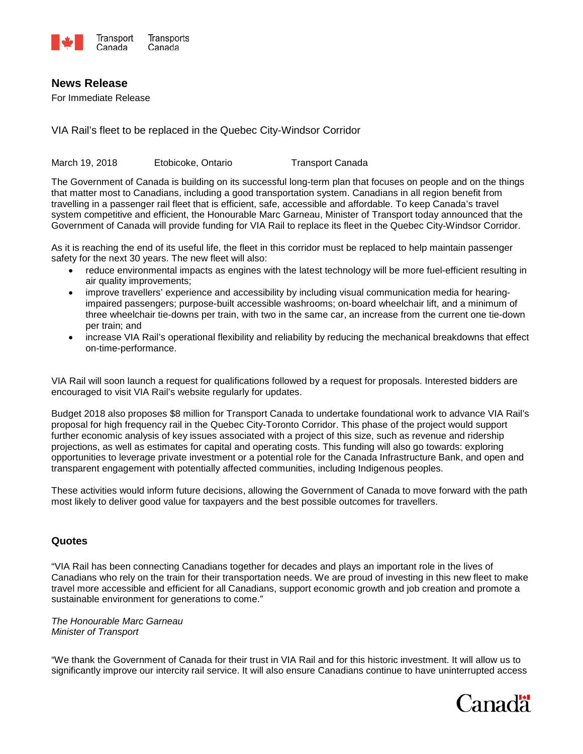Transport Canada Transports Canada

## News Release

For Immediate Release

VIA Rail's fleet to be replaced in the Quebec City-Windsor Corridor

March 19, 2018 Etobicoke, Ontario Transport Canada

The Government of Canada is building on its successful long-term plan that focuses on people and on the things that matter most to Canadians, including a good transportation system. Canadians in all region benefit from travelling in a passenger rail fleet that is efficient, safe, accessible and affordable. To keep Canada's travel system competitive and efficient, the Honourable Marc Garneau, Minister of Transport today announced that the Government of Canada will provide funding for VIA Rail to replace its fleet in the Quebec City-Windsor Corridor.

As it is reaching the end of its useful life, the fleet in this corridor must be replaced to help maintain passenger safety for the next 30 years. The new fleet will also:

- reduce environmental impacts as engines with the latest technology will be more fuel-efficient resulting in air quality improvements;
- improve travellers' experience and accessibility by including visual communication media for hearing-impaired passengers; purpose-built accessible washrooms; on-board wheelchair lift, and a minimum of three wheelchair tie-downs per train, with two in the same car, an increase from the current one tie-down per train; and
- increase VIA Rail's operational flexibility and reliability by reducing the mechanical breakdowns that effect on-time-performance.

VIA Rail will soon launch a request for qualifications followed by a request for proposals. Interested bidders are encouraged to visit VIA Rail's website regularly for updates.

Budget 2018 also proposes $8 million for Transport Canada to undertake foundational work to advance VIA Rail's proposal for high frequency rail in the Quebec City-Toronto Corridor. This phase of the project would support further economic analysis of key issues associated with a project of this size, such as revenue and ridership projections, as well as estimates for capital and operating costs. This funding will also go towards: exploring opportunities to leverage private investment or a potential role for the Canada Infrastructure Bank, and open and transparent engagement with potentially affected communities, including Indigenous peoples.

These activities would inform future decisions, allowing the Government of Canada to move forward with the path most likely to deliver good value for taxpayers and the best possible outcomes for travellers.

### Quotes

"VIA Rail has been connecting Canadians together for decades and plays an important role in the lives of Canadians who rely on the train for their transportation needs. We are proud of investing in this new fleet to make travel more accessible and efficient for all Canadians, support economic growth and job creation and promote a sustainable environment for generations to come."

*The Honourable Marc Garneau*
*Minister of Transport*

"We thank the Government of Canada for their trust in VIA Rail and for this historic investment. It will allow us to significantly improve our intercity rail service. It will also ensure Canadians continue to have uninterrupted access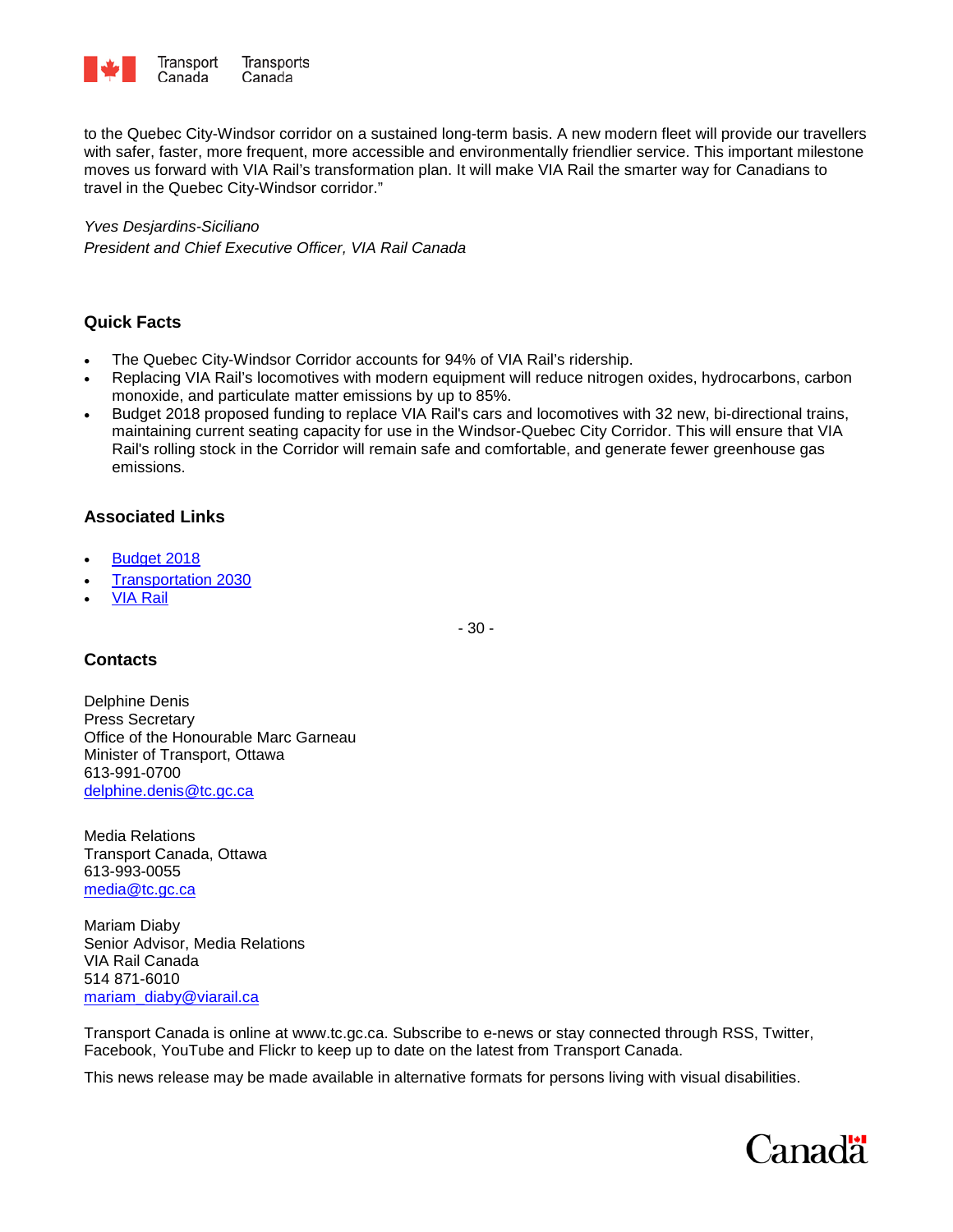to the Quebec City-Windsor corridor on a sustained long-term basis. A new modern fleet will provide our travellers with safer, faster, more frequent, more accessible and environmentally friendlier service. This important milestone moves us forward with VIA Rail's transformation plan. It will make VIA Rail the smarter way for Canadians to travel in the Quebec City-Windsor corridor."

*Yves Desjardins-Siciliano*
*President and Chief Executive Officer, VIA Rail Canada*

### Quick Facts

- The Quebec City-Windsor Corridor accounts for 94% of VIA Rail's ridership.
- Replacing VIA Rail's locomotives with modern equipment will reduce nitrogen oxides, hydrocarbons, carbon monoxide, and particulate matter emissions by up to 85%.
- Budget 2018 proposed funding to replace VIA Rail's cars and locomotives with 32 new, bi-directional trains, maintaining current seating capacity for use in the Windsor-Quebec City Corridor. This will ensure that VIA Rail's rolling stock in the Corridor will remain safe and comfortable, and generate fewer greenhouse gas emissions.

### Associated Links

- Budget 2018
- Transportation 2030
- VIA Rail

- 30 -

### Contacts

Delphine Denis
Press Secretary
Office of the Honourable Marc Garneau
Minister of Transport, Ottawa
613-991-0700
delphine.denis@tc.gc.ca

Media Relations
Transport Canada, Ottawa
613-993-0055
media@tc.gc.ca

Mariam Diaby
Senior Advisor, Media Relations
VIA Rail Canada
514 871-6010
mariam_diaby@viarail.ca

Transport Canada is online at www.tc.gc.ca. Subscribe to e-news or stay connected through RSS, Twitter, Facebook, YouTube and Flickr to keep up to date on the latest from Transport Canada.

This news release may be made available in alternative formats for persons living with visual disabilities.